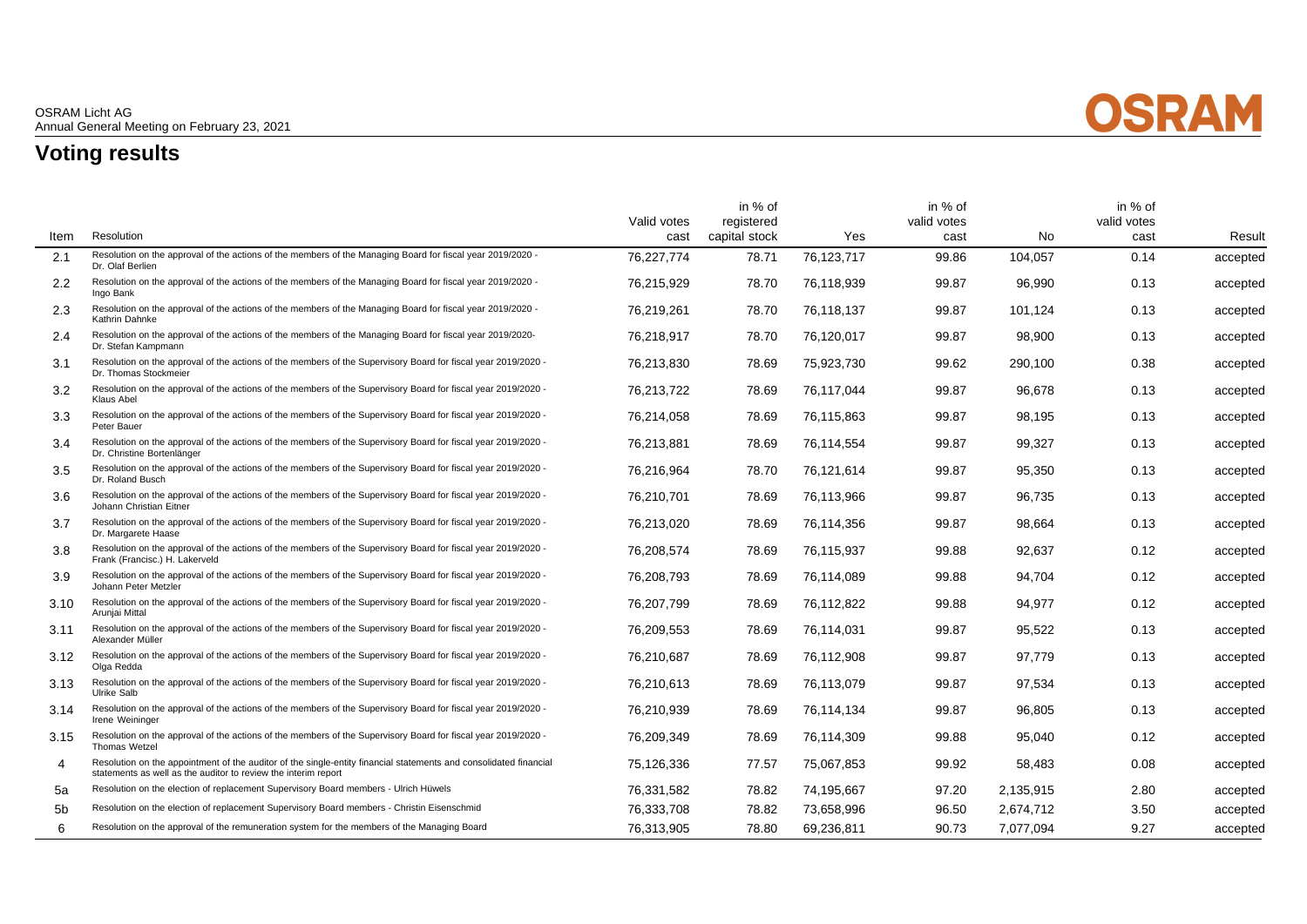OSRAM Licht AG
Annual General Meeting on February 23, 2021

# Voting results

| Item | Resolution | Valid votes cast | in % of registered capital stock | Yes | in % of valid votes cast | No | in % of valid votes cast | Result |
|---|---|---|---|---|---|---|---|---|
| 2.1 | Resolution on the approval of the actions of the members of the Managing Board for fiscal year 2019/2020 - Dr. Olaf Berlien | 76,227,774 | 78.71 | 76,123,717 | 99.86 | 104,057 | 0.14 | accepted |
| 2.2 | Resolution on the approval of the actions of the members of the Managing Board for fiscal year 2019/2020 - Ingo Bank | 76,215,929 | 78.70 | 76,118,939 | 99.87 | 96,990 | 0.13 | accepted |
| 2.3 | Resolution on the approval of the actions of the members of the Managing Board for fiscal year 2019/2020 - Kathrin Dahnke | 76,219,261 | 78.70 | 76,118,137 | 99.87 | 101,124 | 0.13 | accepted |
| 2.4 | Resolution on the approval of the actions of the members of the Managing Board for fiscal year 2019/2020- Dr. Stefan Kampmann | 76,218,917 | 78.70 | 76,120,017 | 99.87 | 98,900 | 0.13 | accepted |
| 3.1 | Resolution on the approval of the actions of the members of the Supervisory Board for fiscal year 2019/2020 - Dr. Thomas Stockmeier | 76,213,830 | 78.69 | 75,923,730 | 99.62 | 290,100 | 0.38 | accepted |
| 3.2 | Resolution on the approval of the actions of the members of the Supervisory Board for fiscal year 2019/2020 - Klaus Abel | 76,213,722 | 78.69 | 76,117,044 | 99.87 | 96,678 | 0.13 | accepted |
| 3.3 | Resolution on the approval of the actions of the members of the Supervisory Board for fiscal year 2019/2020 - Peter Bauer | 76,214,058 | 78.69 | 76,115,863 | 99.87 | 98,195 | 0.13 | accepted |
| 3.4 | Resolution on the approval of the actions of the members of the Supervisory Board for fiscal year 2019/2020 - Dr. Christine Bortenlänger | 76,213,881 | 78.69 | 76,114,554 | 99.87 | 99,327 | 0.13 | accepted |
| 3.5 | Resolution on the approval of the actions of the members of the Supervisory Board for fiscal year 2019/2020 - Dr. Roland Busch | 76,216,964 | 78.70 | 76,121,614 | 99.87 | 95,350 | 0.13 | accepted |
| 3.6 | Resolution on the approval of the actions of the members of the Supervisory Board for fiscal year 2019/2020 - Johann Christian Eitner | 76,210,701 | 78.69 | 76,113,966 | 99.87 | 96,735 | 0.13 | accepted |
| 3.7 | Resolution on the approval of the actions of the members of the Supervisory Board for fiscal year 2019/2020 - Dr. Margarete Haase | 76,213,020 | 78.69 | 76,114,356 | 99.87 | 98,664 | 0.13 | accepted |
| 3.8 | Resolution on the approval of the actions of the members of the Supervisory Board for fiscal year 2019/2020 - Frank (Francisc.) H. Lakerveld | 76,208,574 | 78.69 | 76,115,937 | 99.88 | 92,637 | 0.12 | accepted |
| 3.9 | Resolution on the approval of the actions of the members of the Supervisory Board for fiscal year 2019/2020 - Johann Peter Metzler | 76,208,793 | 78.69 | 76,114,089 | 99.88 | 94,704 | 0.12 | accepted |
| 3.10 | Resolution on the approval of the actions of the members of the Supervisory Board for fiscal year 2019/2020 - Arunjai Mittal | 76,207,799 | 78.69 | 76,112,822 | 99.88 | 94,977 | 0.12 | accepted |
| 3.11 | Resolution on the approval of the actions of the members of the Supervisory Board for fiscal year 2019/2020 - Alexander Müller | 76,209,553 | 78.69 | 76,114,031 | 99.87 | 95,522 | 0.13 | accepted |
| 3.12 | Resolution on the approval of the actions of the members of the Supervisory Board for fiscal year 2019/2020 - Olga Redda | 76,210,687 | 78.69 | 76,112,908 | 99.87 | 97,779 | 0.13 | accepted |
| 3.13 | Resolution on the approval of the actions of the members of the Supervisory Board for fiscal year 2019/2020 - Ulrike Salb | 76,210,613 | 78.69 | 76,113,079 | 99.87 | 97,534 | 0.13 | accepted |
| 3.14 | Resolution on the approval of the actions of the members of the Supervisory Board for fiscal year 2019/2020 - Irene Weininger | 76,210,939 | 78.69 | 76,114,134 | 99.87 | 96,805 | 0.13 | accepted |
| 3.15 | Resolution on the approval of the actions of the members of the Supervisory Board for fiscal year 2019/2020 - Thomas Wetzel | 76,209,349 | 78.69 | 76,114,309 | 99.88 | 95,040 | 0.12 | accepted |
| 4 | Resolution on the appointment of the auditor of the single-entity financial statements and consolidated financial statements as well as the auditor to review the interim report | 75,126,336 | 77.57 | 75,067,853 | 99.92 | 58,483 | 0.08 | accepted |
| 5a | Resolution on the election of replacement Supervisory Board members - Ulrich Hüwels | 76,331,582 | 78.82 | 74,195,667 | 97.20 | 2,135,915 | 2.80 | accepted |
| 5b | Resolution on the election of replacement Supervisory Board members - Christin Eisenschmid | 76,333,708 | 78.82 | 73,658,996 | 96.50 | 2,674,712 | 3.50 | accepted |
| 6 | Resolution on the approval of the remuneration system for the members of the Managing Board | 76,313,905 | 78.80 | 69,236,811 | 90.73 | 7,077,094 | 9.27 | accepted |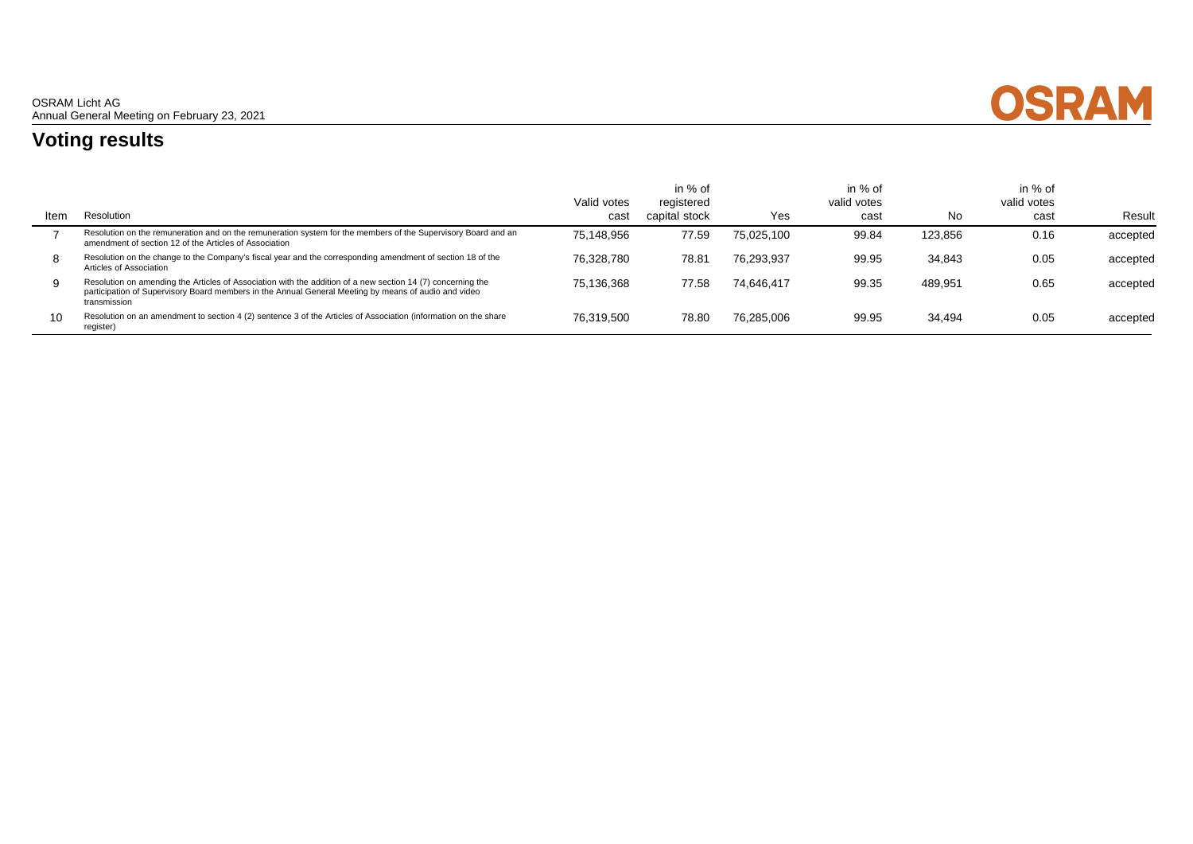OSRAM Licht AG
Annual General Meeting on February 23, 2021

# Voting results

| Item | Resolution | Valid votes cast | in % of registered capital stock | Yes | in % of valid votes cast | No | in % of valid votes cast | Result |
|---|---|---|---|---|---|---|---|---|
| 7 | Resolution on the remuneration and on the remuneration system for the members of the Supervisory Board and an amendment of section 12 of the Articles of Association | 75,148,956 | 77.59 | 75,025,100 | 99.84 | 123,856 | 0.16 | accepted |
| 8 | Resolution on the change to the Company's fiscal year and the corresponding amendment of section 18 of the Articles of Association | 76,328,780 | 78.81 | 76,293,937 | 99.95 | 34,843 | 0.05 | accepted |
| 9 | Resolution on amending the Articles of Association with the addition of a new section 14 (7) concerning the participation of Supervisory Board members in the Annual General Meeting by means of audio and video transmission | 75,136,368 | 77.58 | 74,646,417 | 99.35 | 489,951 | 0.65 | accepted |
| 10 | Resolution on an amendment to section 4 (2) sentence 3 of the Articles of Association (information on the share register) | 76,319,500 | 78.80 | 76,285,006 | 99.95 | 34,494 | 0.05 | accepted |